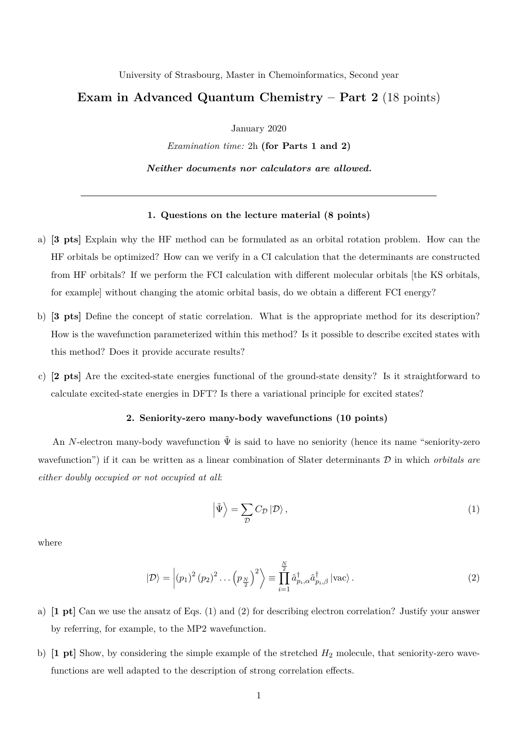University of Strasbourg, Master in Chemoinformatics, Second year

# Exam in Advanced Quantum Chemistry – Part 2 (18 points)

January 2020

*Examination time:* 2h **(for Parts 1 and 2)**

***Neither documents nor calculators are allowed.***

---

### 1. Questions on the lecture material (8 points)

a) **[3 pts]** Explain why the HF method can be formulated as an orbital rotation problem. How can the HF orbitals be optimized? How can we verify in a CI calculation that the determinants are constructed from HF orbitals? If we perform the FCI calculation with different molecular orbitals [the KS orbitals, for example] without changing the atomic orbital basis, do we obtain a different FCI energy?

b) **[3 pts]** Define the concept of static correlation. What is the appropriate method for its description? How is the wavefunction parameterized within this method? Is it possible to describe excited states with this method? Does it provide accurate results?

c) **[2 pts]** Are the excited-state energies functional of the ground-state density? Is it straightforward to calculate excited-state energies in DFT? Is there a variational principle for excited states?

### 2. Seniority-zero many-body wavefunctions (10 points)

An $N$-electron many-body wavefunction $\tilde{\Psi}$ is said to have no seniority (hence its name "seniority-zero wavefunction") if it can be written as a linear combination of Slater determinants $\mathcal{D}$ in which *orbitals are either doubly occupied or not occupied at all*:

$$\left|\tilde{\Psi}\right\rangle = \sum_{\mathcal{D}} C_{\mathcal{D}} \left|\mathcal{D}\right\rangle, \tag{1}$$

where

$$\left|\mathcal{D}\right\rangle = \left|(p_1)^2 (p_2)^2 \ldots \left(p_{\frac{N}{2}}\right)^2\right\rangle \equiv \prod_{i=1}^{\frac{N}{2}} \hat{a}^{\dagger}_{p_i,\alpha} \hat{a}^{\dagger}_{p_i,\beta} \left|\mathrm{vac}\right\rangle. \tag{2}$$

a) **[1 pt]** Can we use the ansatz of Eqs. (1) and (2) for describing electron correlation? Justify your answer by referring, for example, to the MP2 wavefunction.

b) **[1 pt]** Show, by considering the simple example of the stretched $H_2$ molecule, that seniority-zero wavefunctions are well adapted to the description of strong correlation effects.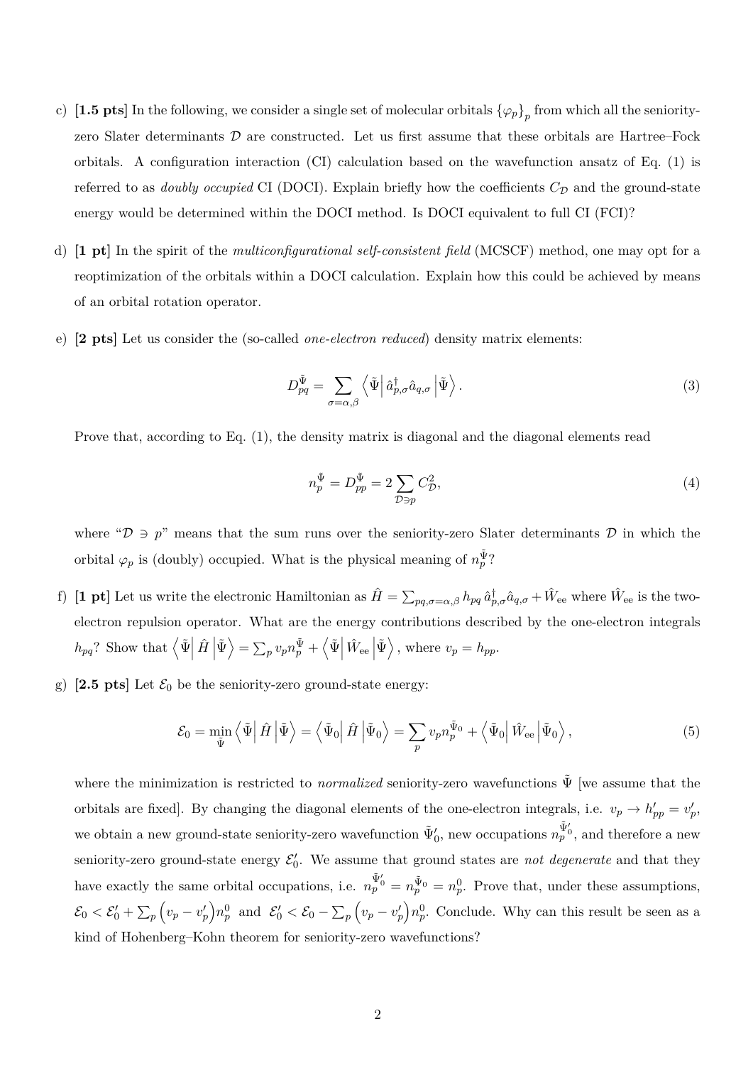c) **[1.5 pts]** In the following, we consider a single set of molecular orbitals $\{\varphi_p\}_p$ from which all the seniority-zero Slater determinants $\mathcal{D}$ are constructed. Let us first assume that these orbitals are Hartree–Fock orbitals. A configuration interaction (CI) calculation based on the wavefunction ansatz of Eq. (1) is referred to as *doubly occupied* CI (DOCI). Explain briefly how the coefficients $C_{\mathcal{D}}$ and the ground-state energy would be determined within the DOCI method. Is DOCI equivalent to full CI (FCI)?

d) **[1 pt]** In the spirit of the *multiconfigurational self-consistent field* (MCSCF) method, one may opt for a reoptimization of the orbitals within a DOCI calculation. Explain how this could be achieved by means of an orbital rotation operator.

e) **[2 pts]** Let us consider the (so-called *one-electron reduced*) density matrix elements:

$$D_{pq}^{\tilde{\Psi}} = \sum_{\sigma=\alpha,\beta} \left\langle \tilde{\Psi} \right| \hat{a}_{p,\sigma}^{\dagger} \hat{a}_{q,\sigma} \left| \tilde{\Psi} \right\rangle. \tag{3}$$

Prove that, according to Eq. (1), the density matrix is diagonal and the diagonal elements read

$$n_p^{\tilde{\Psi}} = D_{pp}^{\tilde{\Psi}} = 2 \sum_{\mathcal{D} \ni p} C_{\mathcal{D}}^2, \tag{4}$$

where "$\mathcal{D} \ni p$" means that the sum runs over the seniority-zero Slater determinants $\mathcal{D}$ in which the orbital $\varphi_p$ is (doubly) occupied. What is the physical meaning of $n_p^{\tilde{\Psi}}$?

f) **[1 pt]** Let us write the electronic Hamiltonian as $\hat{H} = \sum_{pq,\sigma=\alpha,\beta} h_{pq}\, \hat{a}_{p,\sigma}^{\dagger} \hat{a}_{q,\sigma} + \hat{W}_{\text{ee}}$ where $\hat{W}_{\text{ee}}$ is the two-electron repulsion operator. What are the energy contributions described by the one-electron integrals $h_{pq}$? Show that $\left\langle \tilde{\Psi} \right| \hat{H} \left| \tilde{\Psi} \right\rangle = \sum_p v_p n_p^{\tilde{\Psi}} + \left\langle \tilde{\Psi} \right| \hat{W}_{\text{ee}} \left| \tilde{\Psi} \right\rangle$, where $v_p = h_{pp}$.

g) **[2.5 pts]** Let $\mathcal{E}_0$ be the seniority-zero ground-state energy:

$$\mathcal{E}_0 = \min_{\tilde{\Psi}} \left\langle \tilde{\Psi} \right| \hat{H} \left| \tilde{\Psi} \right\rangle = \left\langle \tilde{\Psi}_0 \right| \hat{H} \left| \tilde{\Psi}_0 \right\rangle = \sum_p v_p n_p^{\tilde{\Psi}_0} + \left\langle \tilde{\Psi}_0 \right| \hat{W}_{\text{ee}} \left| \tilde{\Psi}_0 \right\rangle, \tag{5}$$

where the minimization is restricted to *normalized* seniority-zero wavefunctions $\tilde{\Psi}$ [we assume that the orbitals are fixed]. By changing the diagonal elements of the one-electron integrals, i.e. $v_p \rightarrow h'_{pp} = v'_p$, we obtain a new ground-state seniority-zero wavefunction $\tilde{\Psi}'_0$, new occupations $n_p^{\tilde{\Psi}'_0}$, and therefore a new seniority-zero ground-state energy $\mathcal{E}'_0$. We assume that ground states are *not degenerate* and that they have exactly the same orbital occupations, i.e. $n_p^{\tilde{\Psi}'_0} = n_p^{\tilde{\Psi}_0} = n_p^0$. Prove that, under these assumptions, $\mathcal{E}_0 < \mathcal{E}'_0 + \sum_p \left(v_p - v'_p\right) n_p^0$ and $\mathcal{E}'_0 < \mathcal{E}_0 - \sum_p \left(v_p - v'_p\right) n_p^0$. Conclude. Why can this result be seen as a kind of Hohenberg–Kohn theorem for seniority-zero wavefunctions?